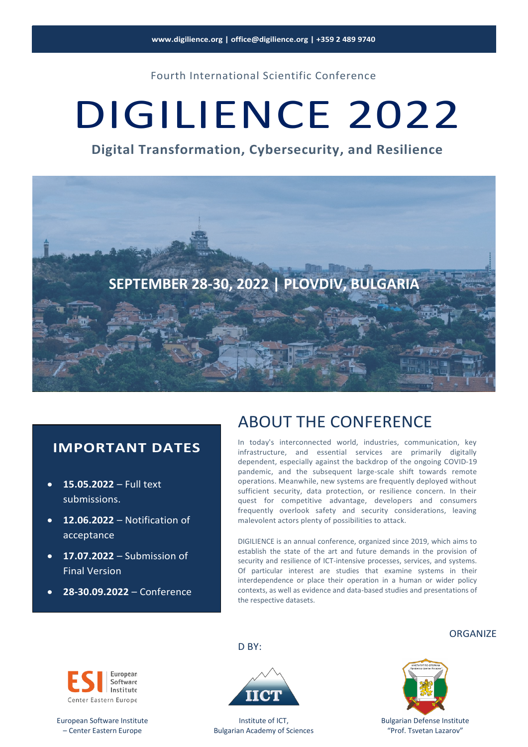www.digilience.org | office@digilience.org | +359 2 489 9740

Fourth International Scientific Conference

# DIGILIENCE 2022

## Digital Transformation, Cybersecurity, and Resilience

**SEPTEMBER 28-30, 2022 | PLOVDIV, BULGARIA**

## IMPORTANT DATES

- **15.05.2022** – Full text submissions.
- **12.06.2022** – Notification of acceptance
- **17.07.2022** – Submission of Final Version
- **28-30.09.2022** – Conference

## ABOUT THE CONFERENCE

In today's interconnected world, industries, communication, key infrastructure, and essential services are primarily digitally dependent, especially against the backdrop of the ongoing COVID-19 pandemic, and the subsequent large-scale shift towards remote operations. Meanwhile, new systems are frequently deployed without sufficient security, data protection, or resilience concern. In their quest for competitive advantage, developers and consumers frequently overlook safety and security considerations, leaving malevolent actors plenty of possibilities to attack.

DIGILIENCE is an annual conference, organized since 2019, which aims to establish the state of the art and future demands in the provision of security and resilience of ICT-intensive processes, services, and systems. Of particular interest are studies that examine systems in their interdependence or place their operation in a human or wider policy contexts, as well as evidence and data-based studies and presentations of the respective datasets.

ORGANIZED BY:

European Software Institute – Center Eastern Europe

Institute of ICT, Bulgarian Academy of Sciences

Bulgarian Defense Institute "Prof. Tsvetan Lazarov"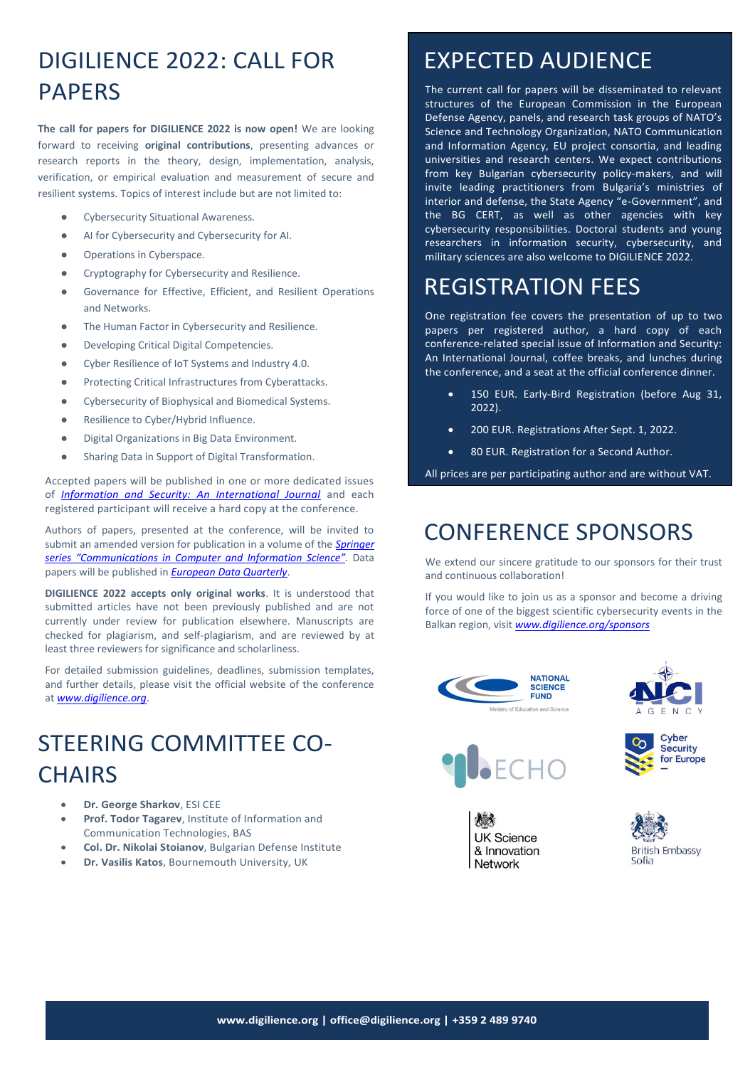# DIGILIENCE 2022: CALL FOR PAPERS

**The call for papers for DIGILIENCE 2022 is now open!** We are looking forward to receiving **original contributions**, presenting advances or research reports in the theory, design, implementation, analysis, verification, or empirical evaluation and measurement of secure and resilient systems. Topics of interest include but are not limited to:

- Cybersecurity Situational Awareness.
- AI for Cybersecurity and Cybersecurity for AI.
- Operations in Cyberspace.
- Cryptography for Cybersecurity and Resilience.
- Governance for Effective, Efficient, and Resilient Operations and Networks.
- The Human Factor in Cybersecurity and Resilience.
- Developing Critical Digital Competencies.
- Cyber Resilience of IoT Systems and Industry 4.0.
- Protecting Critical Infrastructures from Cyberattacks.
- Cybersecurity of Biophysical and Biomedical Systems.
- Resilience to Cyber/Hybrid Influence.
- Digital Organizations in Big Data Environment.
- Sharing Data in Support of Digital Transformation.

Accepted papers will be published in one or more dedicated issues of *Information and Security: An International Journal* and each registered participant will receive a hard copy at the conference.

Authors of papers, presented at the conference, will be invited to submit an amended version for publication in a volume of the *Springer series "Communications in Computer and Information Science"*. Data papers will be published in *European Data Quarterly*.

**DIGILIENCE 2022 accepts only original works**. It is understood that submitted articles have not been previously published and are not currently under review for publication elsewhere. Manuscripts are checked for plagiarism, and self-plagiarism, and are reviewed by at least three reviewers for significance and scholarliness.

For detailed submission guidelines, deadlines, submission templates, and further details, please visit the official website of the conference at *www.digilience.org*.

# STEERING COMMITTEE CO-CHAIRS

- **Dr. George Sharkov**, ESI CEE
- **Prof. Todor Tagarev**, Institute of Information and Communication Technologies, BAS
- **Col. Dr. Nikolai Stoianov**, Bulgarian Defense Institute
- **Dr. Vasilis Katos**, Bournemouth University, UK

# EXPECTED AUDIENCE

The current call for papers will be disseminated to relevant structures of the European Commission in the European Defense Agency, panels, and research task groups of NATO's Science and Technology Organization, NATO Communication and Information Agency, EU project consortia, and leading universities and research centers. We expect contributions from key Bulgarian cybersecurity policy-makers, and will invite leading practitioners from Bulgaria's ministries of interior and defense, the State Agency "e-Government", and the BG CERT, as well as other agencies with key cybersecurity responsibilities. Doctoral students and young researchers in information security, cybersecurity, and military sciences are also welcome to DIGILIENCE 2022.

# REGISTRATION FEES

One registration fee covers the presentation of up to two papers per registered author, a hard copy of each conference-related special issue of Information and Security: An International Journal, coffee breaks, and lunches during the conference, and a seat at the official conference dinner.

- 150 EUR. Early-Bird Registration (before Aug 31, 2022).
- 200 EUR. Registrations After Sept. 1, 2022.
- 80 EUR. Registration for a Second Author.

All prices are per participating author and are without VAT.

# CONFERENCE SPONSORS

We extend our sincere gratitude to our sponsors for their trust and continuous collaboration!

If you would like to join us as a sponsor and become a driving force of one of the biggest scientific cybersecurity events in the Balkan region, visit *www.digilience.org/sponsors*

NATIONAL SCIENCE FUND
Ministry of Education and Science

NCI AGENCY

ECHO

Cyber Security for Europe

UK Science & Innovation Network

British Embassy Sofia

**www.digilience.org | office@digilience.org | +359 2 489 9740**